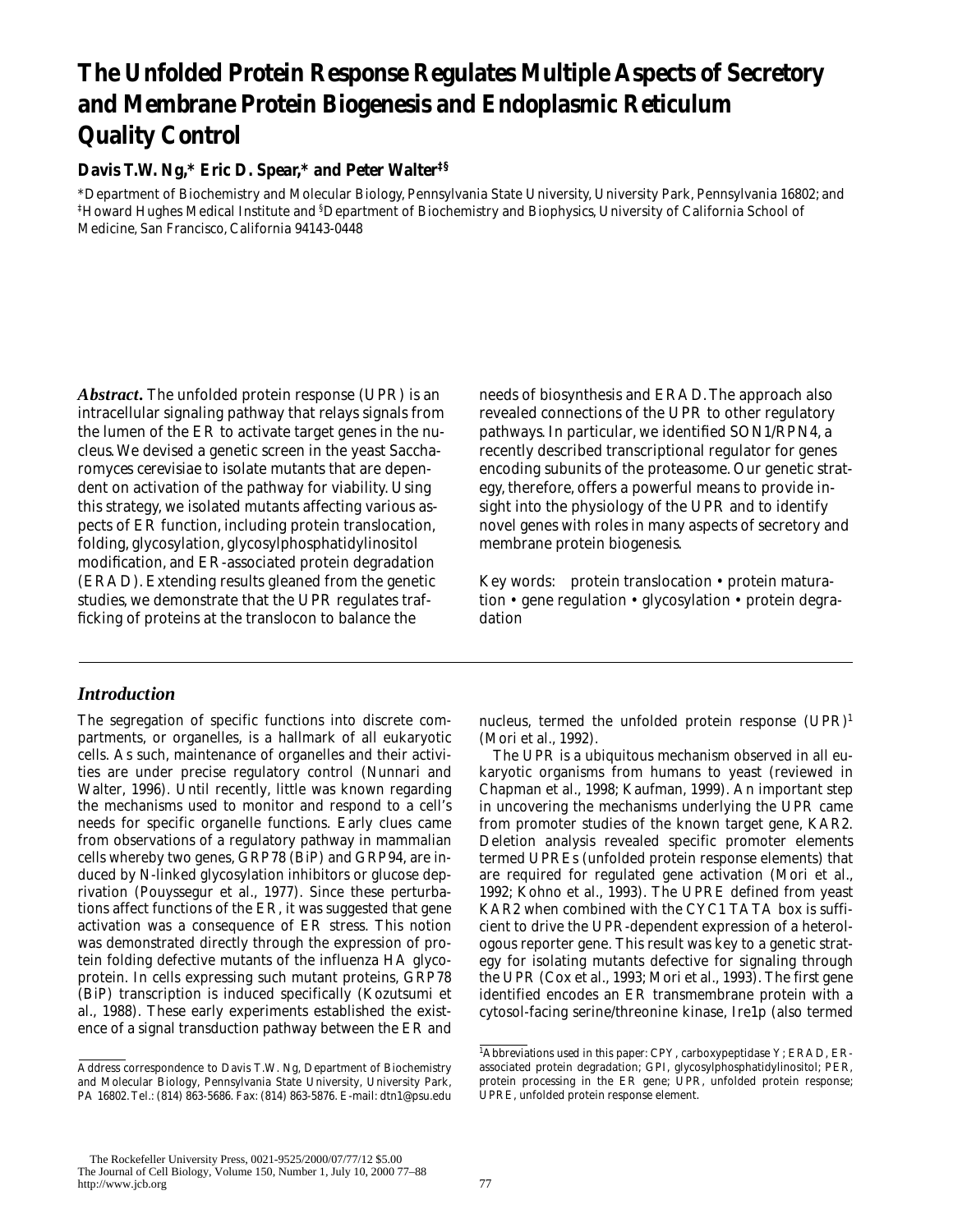# The Unfolded Protein Response Regulates Multiple Aspects of Secretory and Membrane Protein Biogenesis and Endoplasmic Reticulum Quality Control

**Davis T.W. Ng,* Eric D. Spear,* and Peter Walter‡§**

*Department of Biochemistry and Molecular Biology, Pennsylvania State University, University Park, Pennsylvania 16802; and ‡Howard Hughes Medical Institute and §Department of Biochemistry and Biophysics, University of California School of Medicine, San Francisco, California 94143-0448

***Abstract.*** The unfolded protein response (UPR) is an intracellular signaling pathway that relays signals from the lumen of the ER to activate target genes in the nucleus. We devised a genetic screen in the yeast Saccharomyces cerevisiae to isolate mutants that are dependent on activation of the pathway for viability. Using this strategy, we isolated mutants affecting various aspects of ER function, including protein translocation, folding, glycosylation, glycosylphosphatidylinositol modification, and ER-associated protein degradation (ERAD). Extending results gleaned from the genetic studies, we demonstrate that the UPR regulates trafficking of proteins at the translocon to balance the needs of biosynthesis and ERAD. The approach also revealed connections of the UPR to other regulatory pathways. In particular, we identified SON1/RPN4, a recently described transcriptional regulator for genes encoding subunits of the proteasome. Our genetic strategy, therefore, offers a powerful means to provide insight into the physiology of the UPR and to identify novel genes with roles in many aspects of secretory and membrane protein biogenesis.

Key words: protein translocation • protein maturation • gene regulation • glycosylation • protein degradation

## *Introduction*

The segregation of specific functions into discrete compartments, or organelles, is a hallmark of all eukaryotic cells. As such, maintenance of organelles and their activities are under precise regulatory control (Nunnari and Walter, 1996). Until recently, little was known regarding the mechanisms used to monitor and respond to a cell's needs for specific organelle functions. Early clues came from observations of a regulatory pathway in mammalian cells whereby two genes, GRP78 (BiP) and GRP94, are induced by N-linked glycosylation inhibitors or glucose deprivation (Pouyssegur et al., 1977). Since these perturbations affect functions of the ER, it was suggested that gene activation was a consequence of ER stress. This notion was demonstrated directly through the expression of protein folding defective mutants of the influenza HA glycoprotein. In cells expressing such mutant proteins, GRP78 (BiP) transcription is induced specifically (Kozutsumi et al., 1988). These early experiments established the existence of a signal transduction pathway between the ER and nucleus, termed the unfolded protein response (UPR)[1] (Mori et al., 1992).

The UPR is a ubiquitous mechanism observed in all eukaryotic organisms from humans to yeast (reviewed in Chapman et al., 1998; Kaufman, 1999). An important step in uncovering the mechanisms underlying the UPR came from promoter studies of the known target gene, KAR2. Deletion analysis revealed specific promoter elements termed UPREs (unfolded protein response elements) that are required for regulated gene activation (Mori et al., 1992; Kohno et al., 1993). The UPRE defined from yeast KAR2 when combined with the CYC1 TATA box is sufficient to drive the UPR-dependent expression of a heterologous reporter gene. This result was key to a genetic strategy for isolating mutants defective for signaling through the UPR (Cox et al., 1993; Mori et al., 1993). The first gene identified encodes an ER transmembrane protein with a cytosol-facing serine/threonine kinase, Ire1p (also termed

Address correspondence to Davis T.W. Ng, Department of Biochemistry and Molecular Biology, Pennsylvania State University, University Park, PA 16802. Tel.: (814) 863-5686. Fax: (814) 863-5876. E-mail: dtn1@psu.edu

[1]Abbreviations used in this paper: CPY, carboxypeptidase Y; ERAD, ER-associated protein degradation; GPI, glycosylphosphatidylinositol; PER, protein processing in the ER gene; UPR, unfolded protein response; UPRE, unfolded protein response element.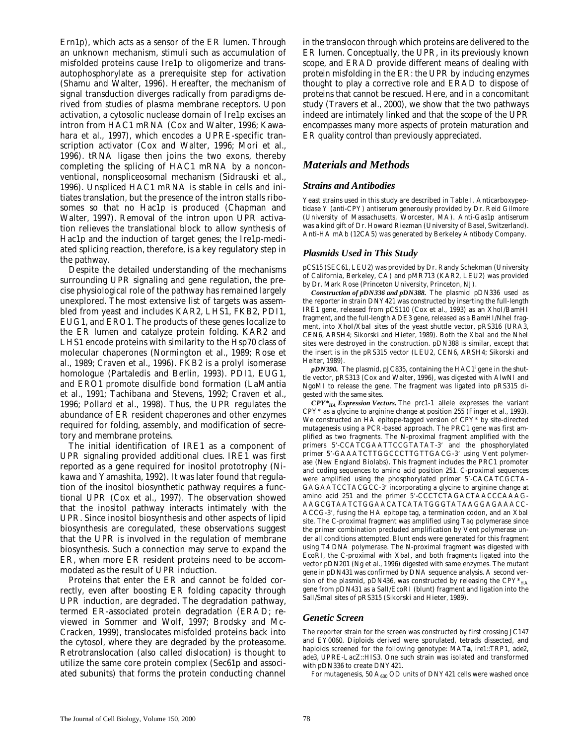Ern1p), which acts as a sensor of the ER lumen. Through an unknown mechanism, stimuli such as accumulation of misfolded proteins cause Ire1p to oligomerize and trans-autophosphorylate as a prerequisite step for activation (Shamu and Walter, 1996). Hereafter, the mechanism of signal transduction diverges radically from paradigms derived from studies of plasma membrane receptors. Upon activation, a cytosolic nuclease domain of Ire1p excises an intron from HAC1 mRNA (Cox and Walter, 1996; Kawahara et al., 1997), which encodes a UPRE-specific transcription activator (Cox and Walter, 1996; Mori et al., 1996). tRNA ligase then joins the two exons, thereby completing the splicing of HAC1 mRNA by a nonconventional, nonspliceosomal mechanism (Sidrauski et al., 1996). Unspliced HAC1 mRNA is stable in cells and initiates translation, but the presence of the intron stalls ribosomes so that no Hac1p is produced (Chapman and Walter, 1997). Removal of the intron upon UPR activation relieves the translational block to allow synthesis of Hac1p and the induction of target genes; the Ire1p-mediated splicing reaction, therefore, is a key regulatory step in the pathway.

Despite the detailed understanding of the mechanisms surrounding UPR signaling and gene regulation, the precise physiological role of the pathway has remained largely unexplored. The most extensive list of targets was assembled from yeast and includes KAR2, LHS1, FKB2, PDI1, EUG1, and ERO1. The products of these genes localize to the ER lumen and catalyze protein folding. KAR2 and LHS1 encode proteins with similarity to the Hsp70 class of molecular chaperones (Normington et al., 1989; Rose et al., 1989; Craven et al., 1996). FKB2 is a prolyl isomerase homologue (Partaledis and Berlin, 1993). PDI1, EUG1, and ERO1 promote disulfide bond formation (LaMantia et al., 1991; Tachibana and Stevens, 1992; Craven et al., 1996; Pollard et al., 1998). Thus, the UPR regulates the abundance of ER resident chaperones and other enzymes required for folding, assembly, and modification of secretory and membrane proteins.

The initial identification of IRE1 as a component of UPR signaling provided additional clues. IRE1 was first reported as a gene required for inositol prototrophy (Nikawa and Yamashita, 1992). It was later found that regulation of the inositol biosynthetic pathway requires a functional UPR (Cox et al., 1997). The observation showed that the inositol pathway interacts intimately with the UPR. Since inositol biosynthesis and other aspects of lipid biosynthesis are coregulated, these observations suggest that the UPR is involved in the regulation of membrane biosynthesis. Such a connection may serve to expand the ER, when more ER resident proteins need to be accommodated as the result of UPR induction.

Proteins that enter the ER and cannot be folded correctly, even after boosting ER folding capacity through UPR induction, are degraded. The degradation pathway, termed ER-associated protein degradation (ERAD; reviewed in Sommer and Wolf, 1997; Brodsky and McCracken, 1999), translocates misfolded proteins back into the cytosol, where they are degraded by the proteasome. Retrotranslocation (also called dislocation) is thought to utilize the same core protein complex (Sec61p and associated subunits) that forms the protein conducting channel in the translocon through which proteins are delivered to the ER lumen. Conceptually, the UPR, in its previously known scope, and ERAD provide different means of dealing with protein misfolding in the ER: the UPR by inducing enzymes thought to play a corrective role and ERAD to dispose of proteins that cannot be rescued. Here, and in a concomitant study (Travers et al., 2000), we show that the two pathways indeed are intimately linked and that the scope of the UPR encompasses many more aspects of protein maturation and ER quality control than previously appreciated.

## Materials and Methods

### Strains and Antibodies

Yeast strains used in this study are described in Table I. Anticarboxypeptidase Y (anti-CPY) antiserum generously provided by Dr. Reid Gilmore (University of Massachusetts, Worcester, MA). Anti-Gas1p antiserum was a kind gift of Dr. Howard Riezman (University of Basel, Switzerland). Anti-HA mAb (12CA5) was generated by Berkeley Antibody Company.

### Plasmids Used in This Study

pCS15 (SEC61, LEU2) was provided by Dr. Randy Schekman (University of California, Berkeley, CA) and pMR713 (KAR2, LEU2) was provided by Dr. Mark Rose (Princeton University, Princeton, NJ).

***Construction of pDN336 and pDN388.*** The plasmid pDN336 used as the reporter in strain DNY421 was constructed by inserting the full-length IRE1 gene, released from pCS110 (Cox et al., 1993) as an XhoI/BamHI fragment, and the full-length ADE3 gene, released as a BamHI/NheI fragment, into XhoI/XbaI sites of the yeast shuttle vector, pRS316 (URA3, CEN6, ARSH4; Sikorski and Hieter, 1989). Both the XbaI and the NheI sites were destroyed in the construction. pDN388 is similar, except that the insert is in the pRS315 vector (LEU2, CEN6, ARSH4; Sikorski and Heiter, 1989).

***pDN390.*** The plasmid, pJC835, containing the HAC1[i] gene in the shuttle vector, pRS313 (Cox and Walter, 1996), was digested with AlwNI and NgoMI to release the gene. The fragment was ligated into pRS315 digested with the same sites.

***$CPY^*_{HA}$ Expression Vectors.*** The prc1-1 allele expresses the variant CPY* as a glycine to arginine change at position 255 (Finger et al., 1993). We constructed an HA epitope-tagged version of CPY* by site-directed mutagenesis using a PCR-based approach. The PRC1 gene was first amplified as two fragments. The N-proximal fragment amplified with the primers 5′-CCATCGAATTCCGTATAT-3′ and the phosphorylated primer 5′-GAAATCTTGGCCCTTGTTGACG-3′ using Vent polymerase (New England Biolabs). This fragment includes the PRC1 promoter and coding sequences to amino acid position 251. C-proximal sequences were amplified using the phosphorylated primer 5′-CACATCGCTAGAGAATCCTACGCC-3′ incorporating a glycine to arginine change at amino acid 251 and the primer 5′-CCCTCTAGACTAACCCAAAGAAGCGTAATCTGGAACATCATATGGGTATAAGGAGAAACCACCG-3′, fusing the HA epitope tag, a termination codon, and an XbaI site. The C-proximal fragment was amplified using Taq polymerase since the primer combination precluded amplification by Vent polymerase under all conditions attempted. Blunt ends were generated for this fragment using T4 DNA polymerase. The N-proximal fragment was digested with EcoRI, the C-proximal with XbaI, and both fragments ligated into the vector pDN201 (Ng et al., 1996) digested with same enzymes. The mutant gene in pDN431 was confirmed by DNA sequence analysis. A second version of the plasmid, pDN436, was constructed by releasing the $CPY^*_{HA}$ gene from pDN431 as a SalI/EcoRI (blunt) fragment and ligation into the SalI/SmaI sites of pRS315 (Sikorski and Hieter, 1989).

### Genetic Screen

The reporter strain for the screen was constructed by first crossing JC147 and EY0060. Diploids derived were sporulated, tetrads dissected, and haploids screened for the following genotype: MAT**a**, ire1::TRP1, ade2, ade3, UPRE-LacZ::HIS3. One such strain was isolated and transformed with pDN336 to create DNY421.

For mutagenesis, 50 $A_{600}$ OD units of DNY421 cells were washed once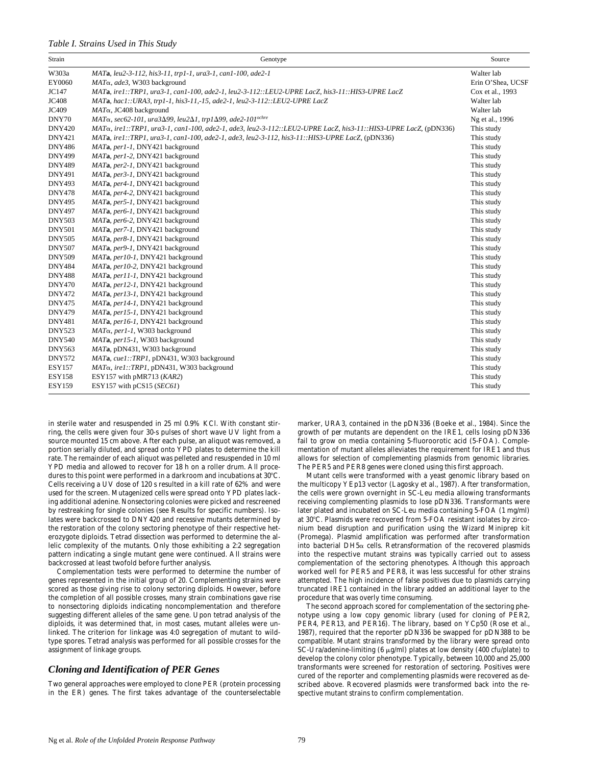*Table I. Strains Used in This Study*

| Strain | Genotype | Source |
|---|---|---|
| W303a | *MAT***a**, *leu2-3-112, his3-11, trp1-1, ura3-1, can1-100, ade2-1* | Walter lab |
| EY0060 | *MATα, ade3*, W303 background | Erin O'Shea, UCSF |
| JC147 | *MAT***a**, *ire1::TRP1, ura3-1, can1-100, ade2-1, leu2-3-112::LEU2-UPRE LacZ, his3-11::HIS3-UPRE LacZ* | Cox et al., 1993 |
| JC408 | *MAT***a**, *hac1::URA3, trp1-1, his3-11,-15, ade2-1, leu2-3-112::LEU2-UPRE LacZ* | Walter lab |
| JC409 | *MATα*, JC408 background | Walter lab |
| DNY70 | *MATα, sec62-101, ura3Δ99, leu2Δ1, trp1Δ99, ade2-101^ochre^* | Ng et al., 1996 |
| DNY420 | *MATα, ire1::TRP1, ura3-1, can1-100, ade2-1, ade3, leu2-3-112::LEU2-UPRE LacZ, his3-11::HIS3-UPRE LacZ*, (pDN336) | This study |
| DNY421 | *MAT***a**, *ire1::TRP1, ura3-1, can1-100, ade2-1, ade3, leu2-3-112, his3-11::HIS3-UPRE LacZ*, (pDN336) | This study |
| DNY486 | *MAT***a**, *per1-1*, DNY421 background | This study |
| DNY499 | *MAT***a**, *per1-2*, DNY421 background | This study |
| DNY489 | *MAT***a**, *per2-1*, DNY421 background | This study |
| DNY491 | *MAT***a**, *per3-1*, DNY421 background | This study |
| DNY493 | *MAT***a**, *per4-1*, DNY421 background | This study |
| DNY478 | *MAT***a**, *per4-2*, DNY421 background | This study |
| DNY495 | *MAT***a**, *per5-1*, DNY421 background | This study |
| DNY497 | *MAT***a**, *per6-1*, DNY421 background | This study |
| DNY503 | *MAT***a**, *per6-2*, DNY421 background | This study |
| DNY501 | *MAT***a**, *per7-1*, DNY421 background | This study |
| DNY505 | *MAT***a**, *per8-1*, DNY421 background | This study |
| DNY507 | *MAT***a**, *per9-1*, DNY421 background | This study |
| DNY509 | *MAT***a**, *per10-1*, DNY421 background | This study |
| DNY484 | *MAT***a**, *per10-2*, DNY421 background | This study |
| DNY488 | *MAT***a**, *per11-1*, DNY421 background | This study |
| DNY470 | *MAT***a**, *per12-1*, DNY421 background | This study |
| DNY472 | *MAT***a**, *per13-1*, DNY421 background | This study |
| DNY475 | *MAT***a**, *per14-1*, DNY421 background | This study |
| DNY479 | *MAT***a**, *per15-1*, DNY421 background | This study |
| DNY481 | *MAT***a**, *per16-1*, DNY421 background | This study |
| DNY523 | *MATα, per1-1*, W303 background | This study |
| DNY540 | *MAT***a**, *per15-1*, W303 background | This study |
| DNY563 | *MAT***a**, pDN431, W303 background | This study |
| DNY572 | *MAT***a**, *cue1::TRP1*, pDN431, W303 background | This study |
| ESY157 | *MATα, ire1::TRP1*, pDN431, W303 background | This study |
| ESY158 | ESY157 with pMR713 (*KAR2*) | This study |
| ESY159 | ESY157 with pCS15 (*SEC61*) | This study |

in sterile water and resuspended in 25 ml 0.9% KCl. With constant stirring, the cells were given four 30-s pulses of short wave UV light from a source mounted 15 cm above. After each pulse, an aliquot was removed, a portion serially diluted, and spread onto YPD plates to determine the kill rate. The remainder of each aliquot was pelleted and resuspended in 10 ml YPD media and allowed to recover for 18 h on a roller drum. All procedures to this point were performed in a darkroom and incubations at 30°C. Cells receiving a UV dose of 120 s resulted in a kill rate of 62% and were used for the screen. Mutagenized cells were spread onto YPD plates lacking additional adenine. Nonsectoring colonies were picked and rescreened by restreaking for single colonies (see Results for specific numbers). Isolates were backcrossed to DNY420 and recessive mutants determined by the restoration of the colony sectoring phenotype of their respective heterozygote diploids. Tetrad dissection was performed to determine the allelic complexity of the mutants. Only those exhibiting a 2:2 segregation pattern indicating a single mutant gene were continued. All strains were backcrossed at least twofold before further analysis.

Complementation tests were performed to determine the number of genes represented in the initial group of 20. Complementing strains were scored as those giving rise to colony sectoring diploids. However, before the completion of all possible crosses, many strain combinations gave rise to nonsectoring diploids indicating noncomplementation and therefore suggesting different alleles of the same gene. Upon tetrad analysis of the diploids, it was determined that, in most cases, mutant alleles were unlinked. The criterion for linkage was 4:0 segregation of mutant to wild-type spores. Tetrad analysis was performed for all possible crosses for the assignment of linkage groups.

## *Cloning and Identification of PER Genes*

Two general approaches were employed to clone *PER* (protein processing in the ER) genes. The first takes advantage of the counterselectable marker, *URA3*, contained in the pDN336 (Boeke et al., 1984). Since the growth of *per* mutants are dependent on the *IRE1*, cells losing pDN336 fail to grow on media containing 5-fluoroorotic acid (5-FOA). Complementation of mutant alleles alleviates the requirement for *IRE1* and thus allows for selection of complementing plasmids from genomic libraries. The *PER5* and *PER8* genes were cloned using this first approach.

Mutant cells were transformed with a yeast genomic library based on the multicopy YEp13 vector (Lagosky et al., 1987). After transformation, the cells were grown overnight in SC-Leu media allowing transformants receiving complementing plasmids to lose pDN336. Transformants were later plated and incubated on SC-Leu media containing 5-FOA (1 mg/ml) at 30°C. Plasmids were recovered from 5-FOA resistant isolates by zirconium bead disruption and purification using the Wizard Miniprep kit (Promega). Plasmid amplification was performed after transformation into bacterial DH5α cells. Retransformation of the recovered plasmids into the respective mutant strains was typically carried out to assess complementation of the sectoring phenotypes. Although this approach worked well for *PER5* and *PER8*, it was less successful for other strains attempted. The high incidence of false positives due to plasmids carrying truncated *IRE1* contained in the library added an additional layer to the procedure that was overly time consuming.

The second approach scored for complementation of the sectoring phenotype using a low copy genomic library (used for cloning of *PER2*, *PER4*, *PER13*, and *PER16*). The library, based on YCp50 (Rose et al., 1987), required that the reporter pDN336 be swapped for pDN388 to be compatible. Mutant strains transformed by the library were spread onto SC-Ura/adenine-limiting (6 μg/ml) plates at low density (400 cfu/plate) to develop the colony color phenotype. Typically, between 10,000 and 25,000 transformants were screened for restoration of sectoring. Positives were cured of the reporter and complementing plasmids were recovered as described above. Recovered plasmids were transformed back into the respective mutant strains to confirm complementation.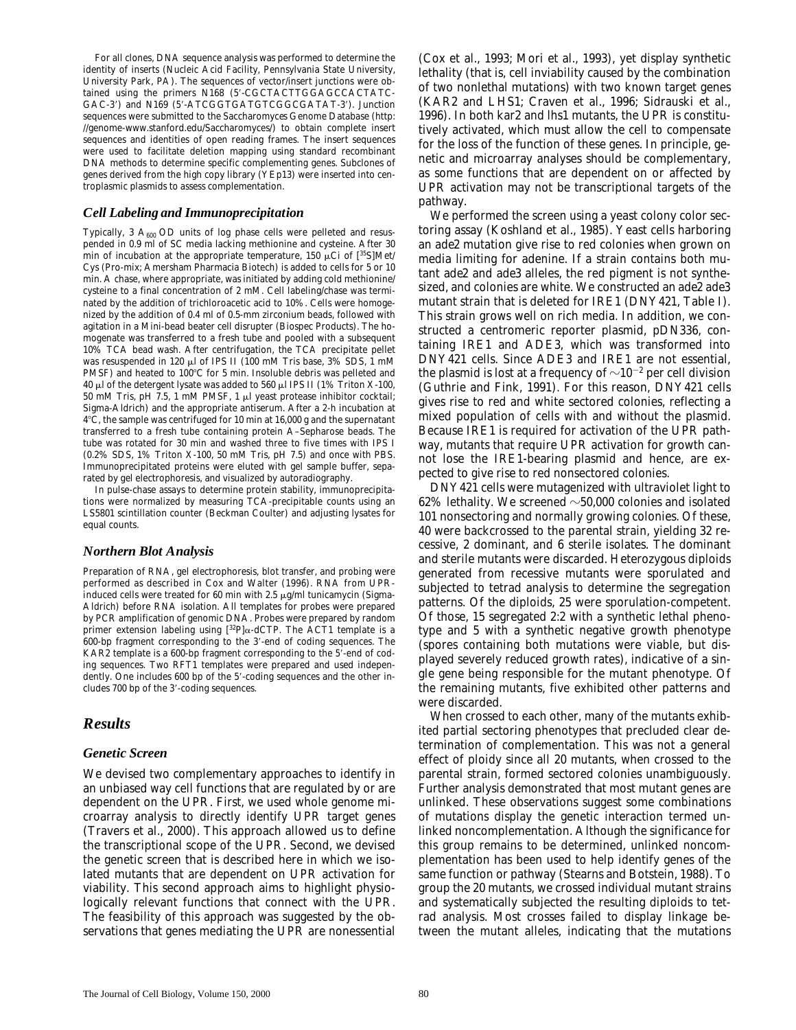For all clones, DNA sequence analysis was performed to determine the identity of inserts (Nucleic Acid Facility, Pennsylvania State University, University Park, PA). The sequences of vector/insert junctions were obtained using the primers N168 (5′-CGCTACTTGGAGCCACTATC-GAC-3′) and N169 (5′-ATCGGTGATGTCGGCGATAT-3′). Junction sequences were submitted to the Saccharomyces Genome Database (http://genome-www.stanford.edu/Saccharomyces/) to obtain complete insert sequences and identities of open reading frames. The insert sequences were used to facilitate deletion mapping using standard recombinant DNA methods to determine specific complementing genes. Subclones of genes derived from the high copy library (YEp13) were inserted into centroplasmic plasmids to assess complementation.

### *Cell Labeling and Immunoprecipitation*

Typically, 3 $A_{600}$ OD units of log phase cells were pelleted and resuspended in 0.9 ml of SC media lacking methionine and cysteine. After 30 min of incubation at the appropriate temperature, 150 μCi of [$^{35}$S]Met/Cys (Pro-mix; Amersham Pharmacia Biotech) is added to cells for 5 or 10 min. A chase, where appropriate, was initiated by adding cold methionine/cysteine to a final concentration of 2 mM. Cell labeling/chase was terminated by the addition of trichloroacetic acid to 10%. Cells were homogenized by the addition of 0.4 ml of 0.5-mm zirconium beads, followed with agitation in a Mini-bead beater cell disrupter (Biospec Products). The homogenate was transferred to a fresh tube and pooled with a subsequent 10% TCA bead wash. After centrifugation, the TCA precipitate pellet was resuspended in 120 μl of IPS II (100 mM Tris base, 3% SDS, 1 mM PMSF) and heated to 100°C for 5 min. Insoluble debris was pelleted and 40 μl of the detergent lysate was added to 560 μl IPS II (1% Triton X-100, 50 mM Tris, pH 7.5, 1 mM PMSF, 1 μl yeast protease inhibitor cocktail; Sigma-Aldrich) and the appropriate antiserum. After a 2-h incubation at 4°C, the sample was centrifuged for 10 min at 16,000 *g* and the supernatant transferred to a fresh tube containing protein A–Sepharose beads. The tube was rotated for 30 min and washed three to five times with IPS I (0.2% SDS, 1% Triton X-100, 50 mM Tris, pH 7.5) and once with PBS. Immunoprecipitated proteins were eluted with gel sample buffer, separated by gel electrophoresis, and visualized by autoradiography.

In pulse-chase assays to determine protein stability, immunoprecipitations were normalized by measuring TCA-precipitable counts using an LS5801 scintillation counter (Beckman Coulter) and adjusting lysates for equal counts.

### *Northern Blot Analysis*

Preparation of RNA, gel electrophoresis, blot transfer, and probing were performed as described in Cox and Walter (1996). RNA from UPR-induced cells were treated for 60 min with 2.5 μg/ml tunicamycin (Sigma-Aldrich) before RNA isolation. All templates for probes were prepared by PCR amplification of genomic DNA. Probes were prepared by random primer extension labeling using [$^{32}$P]α-dCTP. The ACT1 template is a 600-bp fragment corresponding to the 3′-end of coding sequences. The KAR2 template is a 600-bp fragment corresponding to the 5′-end of coding sequences. Two RFT1 templates were prepared and used independently. One includes 600 bp of the 5′-coding sequences and the other includes 700 bp of the 3′-coding sequences.

## *Results*

### *Genetic Screen*

We devised two complementary approaches to identify in an unbiased way cell functions that are regulated by or are dependent on the UPR. First, we used whole genome microarray analysis to directly identify UPR target genes (Travers et al., 2000). This approach allowed us to define the transcriptional scope of the UPR. Second, we devised the genetic screen that is described here in which we isolated mutants that are dependent on UPR activation for viability. This second approach aims to highlight physiologically relevant functions that connect with the UPR. The feasibility of this approach was suggested by the observations that genes mediating the UPR are nonessential (Cox et al., 1993; Mori et al., 1993), yet display synthetic lethality (that is, cell inviability caused by the combination of two nonlethal mutations) with two known target genes (*KAR2* and *LHS1*; Craven et al., 1996; Sidrauski et al., 1996). In both *kar2* and *lhs1* mutants, the UPR is constitutively activated, which must allow the cell to compensate for the loss of the function of these genes. In principle, genetic and microarray analyses should be complementary, as some functions that are dependent on or affected by UPR activation may not be transcriptional targets of the pathway.

We performed the screen using a yeast colony color sectoring assay (Koshland et al., 1985). Yeast cells harboring an *ade2* mutation give rise to red colonies when grown on media limiting for adenine. If a strain contains both mutant *ade2* and *ade3* alleles, the red pigment is not synthesized, and colonies are white. We constructed an *ade2 ade3* mutant strain that is deleted for *IRE1* (DNY421, Table I). This strain grows well on rich media. In addition, we constructed a centromeric reporter plasmid, pDN336, containing *IRE1* and *ADE3*, which was transformed into DNY421 cells. Since *ADE3* and *IRE1* are not essential, the plasmid is lost at a frequency of ~$10^{-2}$ per cell division (Guthrie and Fink, 1991). For this reason, DNY421 cells gives rise to red and white sectored colonies, reflecting a mixed population of cells with and without the plasmid. Because *IRE1* is required for activation of the UPR pathway, mutants that require UPR activation for growth cannot lose the *IRE1*-bearing plasmid and hence, are expected to give rise to red nonsectored colonies.

DNY421 cells were mutagenized with ultraviolet light to 62% lethality. We screened ~50,000 colonies and isolated 101 nonsectoring and normally growing colonies. Of these, 40 were backcrossed to the parental strain, yielding 32 recessive, 2 dominant, and 6 sterile isolates. The dominant and sterile mutants were discarded. Heterozygous diploids generated from recessive mutants were sporulated and subjected to tetrad analysis to determine the segregation patterns. Of the diploids, 25 were sporulation-competent. Of those, 15 segregated 2:2 with a synthetic lethal phenotype and 5 with a synthetic negative growth phenotype (spores containing both mutations were viable, but displayed severely reduced growth rates), indicative of a single gene being responsible for the mutant phenotype. Of the remaining mutants, five exhibited other patterns and were discarded.

When crossed to each other, many of the mutants exhibited partial sectoring phenotypes that precluded clear determination of complementation. This was not a general effect of ploidy since all 20 mutants, when crossed to the parental strain, formed sectored colonies unambiguously. Further analysis demonstrated that most mutant genes are unlinked. These observations suggest some combinations of mutations display the genetic interaction termed unlinked noncomplementation. Although the significance for this group remains to be determined, unlinked noncomplementation has been used to help identify genes of the same function or pathway (Stearns and Botstein, 1988). To group the 20 mutants, we crossed individual mutant strains and systematically subjected the resulting diploids to tetrad analysis. Most crosses failed to display linkage between the mutant alleles, indicating that the mutations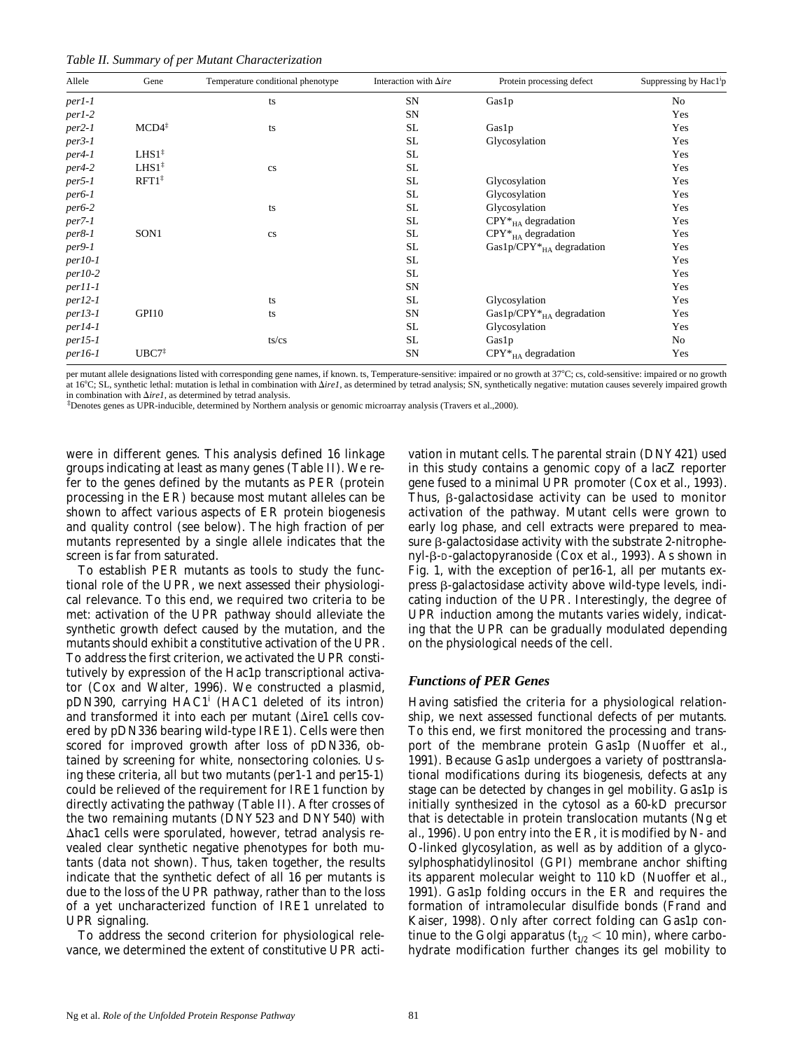*Table II. Summary of per Mutant Characterization*

| Allele | Gene | Temperature conditional phenotype | Interaction with Δ*ire* | Protein processing defect | Suppressing by Hac1[i]p |
|---|---|---|---|---|---|
| *per1-1* | | ts | SN | Gas1p | No |
| *per1-2* | | | SN | | Yes |
| *per2-1* | MCD4[‡] | ts | SL | Gas1p | Yes |
| *per3-1* | | | SL | Glycosylation | Yes |
| *per4-1* | LHS1[‡] | | SL | | Yes |
| *per4-2* | LHS1[‡] | cs | SL | | Yes |
| *per5-1* | RFT1[‡] | | SL | Glycosylation | Yes |
| *per6-1* | | | SL | Glycosylation | Yes |
| *per6-2* | | ts | SL | Glycosylation | Yes |
| *per7-1* | | | SL | $CPY*_{HA}$ degradation | Yes |
| *per8-1* | SON1 | cs | SL | $CPY*_{HA}$ degradation | Yes |
| *per9-1* | | | SL | Gas1p/$CPY*_{HA}$ degradation | Yes |
| *per10-1* | | | SL | | Yes |
| *per10-2* | | | SL | | Yes |
| *per11-1* | | | SN | | Yes |
| *per12-1* | | ts | SL | Glycosylation | Yes |
| *per13-1* | GPI10 | ts | SN | Gas1p/$CPY*_{HA}$ degradation | Yes |
| *per14-1* | | | SL | Glycosylation | Yes |
| *per15-1* | | ts/cs | SL | Gas1p | No |
| *per16-1* | UBC7[‡] | | SN | $CPY*_{HA}$ degradation | Yes |

per mutant allele designations listed with corresponding gene names, if known. ts, Temperature-sensitive: impaired or no growth at 37°C; cs, cold-sensitive: impaired or no growth at 16°C; SL, synthetic lethal: mutation is lethal in combination with Δ*ire1*, as determined by tetrad analysis; SN, synthetically negative: mutation causes severely impaired growth in combination with Δ*ire1*, as determined by tetrad analysis.
[‡]Denotes genes as UPR-inducible, determined by Northern analysis or genomic microarray analysis (Travers et al.,2000).

were in different genes. This analysis defined 16 linkage groups indicating at least as many genes (Table II). We refer to the genes defined by the mutants as PER (protein processing in the ER) because most mutant alleles can be shown to affect various aspects of ER protein biogenesis and quality control (see below). The high fraction of per mutants represented by a single allele indicates that the screen is far from saturated.

To establish PER mutants as tools to study the functional role of the UPR, we next assessed their physiological relevance. To this end, we required two criteria to be met: activation of the UPR pathway should alleviate the synthetic growth defect caused by the mutation, and the mutants should exhibit a constitutive activation of the UPR. To address the first criterion, we activated the UPR constitutively by expression of the Hac1p transcriptional activator (Cox and Walter, 1996). We constructed a plasmid, pDN390, carrying HAC1[i] (HAC1 deleted of its intron) and transformed it into each per mutant (Δire1 cells covered by pDN336 bearing wild-type IRE1). Cells were then scored for improved growth after loss of pDN336, obtained by screening for white, nonsectoring colonies. Using these criteria, all but two mutants (per1-1 and per15-1) could be relieved of the requirement for IRE1 function by directly activating the pathway (Table II). After crosses of the two remaining mutants (DNY523 and DNY540) with Δhac1 cells were sporulated, however, tetrad analysis revealed clear synthetic negative phenotypes for both mutants (data not shown). Thus, taken together, the results indicate that the synthetic defect of all 16 per mutants is due to the loss of the UPR pathway, rather than to the loss of a yet uncharacterized function of IRE1 unrelated to UPR signaling.

To address the second criterion for physiological relevance, we determined the extent of constitutive UPR activation in mutant cells. The parental strain (DNY421) used in this study contains a genomic copy of a lacZ reporter gene fused to a minimal UPR promoter (Cox et al., 1993). Thus, β-galactosidase activity can be used to monitor activation of the pathway. Mutant cells were grown to early log phase, and cell extracts were prepared to measure β-galactosidase activity with the substrate 2-nitrophenyl-β-D-galactopyranoside (Cox et al., 1993). As shown in Fig. 1, with the exception of per16-1, all per mutants express β-galactosidase activity above wild-type levels, indicating induction of the UPR. Interestingly, the degree of UPR induction among the mutants varies widely, indicating that the UPR can be gradually modulated depending on the physiological needs of the cell.

### *Functions of PER Genes*

Having satisfied the criteria for a physiological relationship, we next assessed functional defects of per mutants. To this end, we first monitored the processing and transport of the membrane protein Gas1p (Nuoffer et al., 1991). Because Gas1p undergoes a variety of posttranslational modifications during its biogenesis, defects at any stage can be detected by changes in gel mobility. Gas1p is initially synthesized in the cytosol as a 60-kD precursor that is detectable in protein translocation mutants (Ng et al., 1996). Upon entry into the ER, it is modified by N- and O-linked glycosylation, as well as by addition of a glycosylphosphatidylinositol (GPI) membrane anchor shifting its apparent molecular weight to 110 kD (Nuoffer et al., 1991). Gas1p folding occurs in the ER and requires the formation of intramolecular disulfide bonds (Frand and Kaiser, 1998). Only after correct folding can Gas1p continue to the Golgi apparatus ($t_{1/2} < 10$ min), where carbohydrate modification further changes its gel mobility to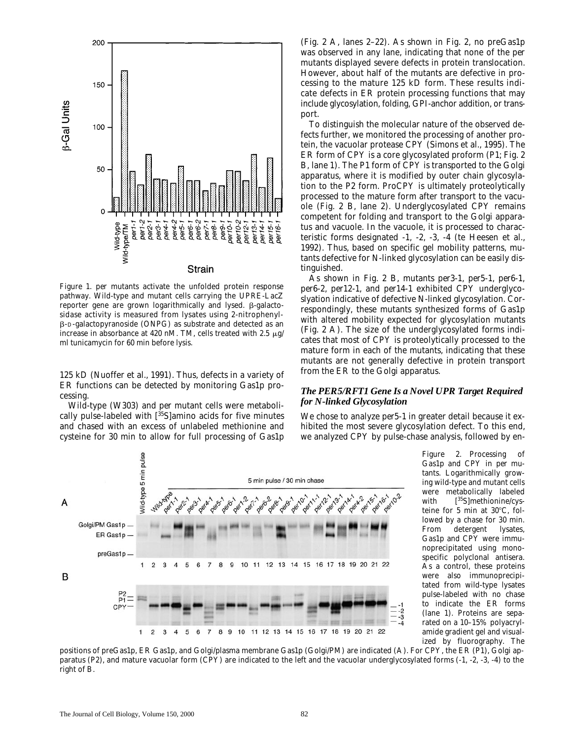Figure 1. per mutants activate the unfolded protein response pathway. Wild-type and mutant cells carrying the UPRE-LacZ reporter gene are grown logarithmically and lysed. β-galactosidase activity is measured from lysates using 2-nitrophenyl-β-D-galactopyranoside (ONPG) as substrate and detected as an increase in absorbance at 420 nM. TM, cells treated with 2.5 μg/ml tunicamycin for 60 min before lysis.

125 kD (Nuoffer et al., 1991). Thus, defects in a variety of ER functions can be detected by monitoring Gas1p processing.

Wild-type (W303) and per mutant cells were metabolically pulse-labeled with [35S]amino acids for five minutes and chased with an excess of unlabeled methionine and cysteine for 30 min to allow for full processing of Gas1p (Fig. 2 A, lanes 2–22). As shown in Fig. 2, no preGas1p was observed in any lane, indicating that none of the per mutants displayed severe defects in protein translocation. However, about half of the mutants are defective in processing to the mature 125 kD form. These results indicate defects in ER protein processing functions that may include glycosylation, folding, GPI-anchor addition, or transport.

To distinguish the molecular nature of the observed defects further, we monitored the processing of another protein, the vacuolar protease CPY (Simons et al., 1995). The ER form of CPY is a core glycosylated proform (P1; Fig. 2 B, lane 1). The P1 form of CPY is transported to the Golgi apparatus, where it is modified by outer chain glycosylation to the P2 form. ProCPY is ultimately proteolytically processed to the mature form after transport to the vacuole (Fig. 2 B, lane 2). Underglycosylated CPY remains competent for folding and transport to the Golgi apparatus and vacuole. In the vacuole, it is processed to characteristic forms designated -1, -2, -3, -4 (te Heesen et al., 1992). Thus, based on specific gel mobility patterns, mutants defective for N-linked glycosylation can be easily distinguished.

As shown in Fig. 2 B, mutants per3-1, per5-1, per6-1, per6-2, per12-1, and per14-1 exhibited CPY underglycosylation indicative of defective N-linked glycosylation. Correspondingly, these mutants synthesized forms of Gas1p with altered mobility expected for glycosylation mutants (Fig. 2 A). The size of the underglycosylated forms indicates that most of CPY is proteolytically processed to the mature form in each of the mutants, indicating that these mutants are not generally defective in protein transport from the ER to the Golgi apparatus.

### *The PER5/RFT1 Gene Is a Novel UPR Target Required for N-linked Glycosylation*

We chose to analyze per5-1 in greater detail because it exhibited the most severe glycosylation defect. To this end, we analyzed CPY by pulse-chase analysis, followed by en-

Figure 2. Processing of Gas1p and CPY in per mutants. Logarithmically growing wild-type and mutant cells were metabolically labeled with [35S]methionine/cysteine for 5 min at 30°C, followed by a chase for 30 min. From detergent lysates, Gas1p and CPY were immunoprecipitated using monospecific polyclonal antisera. As a control, these proteins were also immunoprecipitated from wild-type lysates pulse-labeled with no chase to indicate the ER forms (lane 1). Proteins are separated on a 10–15% polyacrylamide gradient gel and visualized by fluorography. The positions of preGas1p, ER Gas1p, and Golgi/plasma membrane Gas1p (Golgi/PM) are indicated (A). For CPY, the ER (P1), Golgi apparatus (P2), and mature vacuolar form (CPY) are indicated to the left and the vacuolar underglycosylated forms (-1, -2, -3, -4) to the right of B.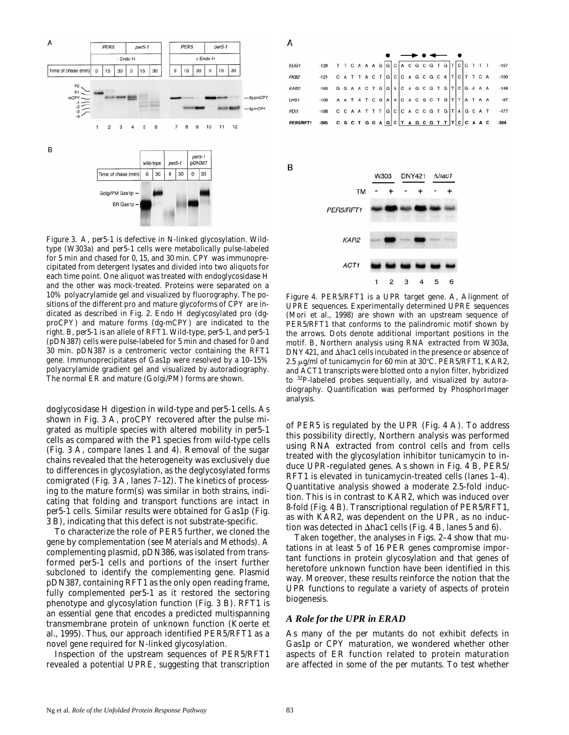Figure 3. A, per5-1 is defective in N-linked glycosylation. Wild-type (W303a) and per5-1 cells were metabolically pulse-labeled for 5 min and chased for 0, 15, and 30 min. CPY was immunoprecipitated from detergent lysates and divided into two aliquots for each time point. One aliquot was treated with endoglycosidase H and the other was mock-treated. Proteins were separated on a 10% polyacrylamide gel and visualized by fluorography. The positions of the different pro and mature glycoforms of CPY are indicated as described in Fig. 2. Endo H deglycosylated pro (dg-proCPY) and mature forms (dg-mCPY) are indicated to the right. B, per5-1 is an allele of RFT1. Wild-type, per5-1, and per5-1 (pDN387) cells were pulse-labeled for 5 min and chased for 0 and 30 min. pDN387 is a centromeric vector containing the RFT1 gene. Immunoprecipitates of Gas1p were resolved by a 10–15% polyacrylamide gradient gel and visualized by autoradiography. The normal ER and mature (Golgi/PM) forms are shown.

Figure 4. PER5/RFT1 is a UPR target gene. A, Alignment of UPRE sequences. Experimentally determined UPRE sequences (Mori et al., 1998) are shown with an upstream sequence of PER5/RFT1 that conforms to the palindromic motif shown by the arrows. Dots denote additional important positions in the motif. B, Northern analysis using RNA extracted from W303a, DNY421, and Δhac1 cells incubated in the presence or absence of 2.5 μg/ml of tunicamycin for 60 min at 30°C. PER5/RFT1, KAR2, and ACT1 transcripts were blotted onto a nylon filter, hybridized to $^{32}$P-labeled probes sequentially, and visualized by autoradiography. Quantification was performed by PhosphorImager analysis.

doglycosidase H digestion in wild-type and per5-1 cells. As shown in Fig. 3 A, proCPY recovered after the pulse migrated as multiple species with altered mobility in per5-1 cells as compared with the P1 species from wild-type cells (Fig. 3 A, compare lanes 1 and 4). Removal of the sugar chains revealed that the heterogeneity was exclusively due to differences in glycosylation, as the deglycosylated forms comigrated (Fig. 3 A, lanes 7–12). The kinetics of processing to the mature form(s) was similar in both strains, indicating that folding and transport functions are intact in per5-1 cells. Similar results were obtained for Gas1p (Fig. 3 B), indicating that this defect is not substrate-specific.

To characterize the role of PER5 further, we cloned the gene by complementation (see Materials and Methods). A complementing plasmid, pDN386, was isolated from transformed per5-1 cells and portions of the insert further subcloned to identify the complementing gene. Plasmid pDN387, containing RFT1 as the only open reading frame, fully complemented per5-1 as it restored the sectoring phenotype and glycosylation function (Fig. 3 B). RFT1 is an essential gene that encodes a predicted multispanning transmembrane protein of unknown function (Koerte et al., 1995). Thus, our approach identified PER5/RFT1 as a novel gene required for N-linked glycosylation.

Inspection of the upstream sequences of PER5/RFT1 revealed a potential UPRE, suggesting that transcription of PER5 is regulated by the UPR (Fig. 4 A). To address this possibility directly, Northern analysis was performed using RNA extracted from control cells and from cells treated with the glycosylation inhibitor tunicamycin to induce UPR-regulated genes. As shown in Fig. 4 B, PER5/RFT1 is elevated in tunicamycin-treated cells (lanes 1–4). Quantitative analysis showed a moderate 2.5-fold induction. This is in contrast to KAR2, which was induced over 8-fold (Fig. 4 B). Transcriptional regulation of PER5/RFT1, as with KAR2, was dependent on the UPR, as no induction was detected in Δhac1 cells (Fig. 4 B, lanes 5 and 6).

Taken together, the analyses in Figs. 2–4 show that mutations in at least 5 of 16 PER genes compromise important functions in protein glycosylation and that genes of heretofore unknown function have been identified in this way. Moreover, these results reinforce the notion that the UPR functions to regulate a variety of aspects of protein biogenesis.

### *A Role for the UPR in ERAD*

As many of the per mutants do not exhibit defects in Gas1p or CPY maturation, we wondered whether other aspects of ER function related to protein maturation are affected in some of the per mutants. To test whether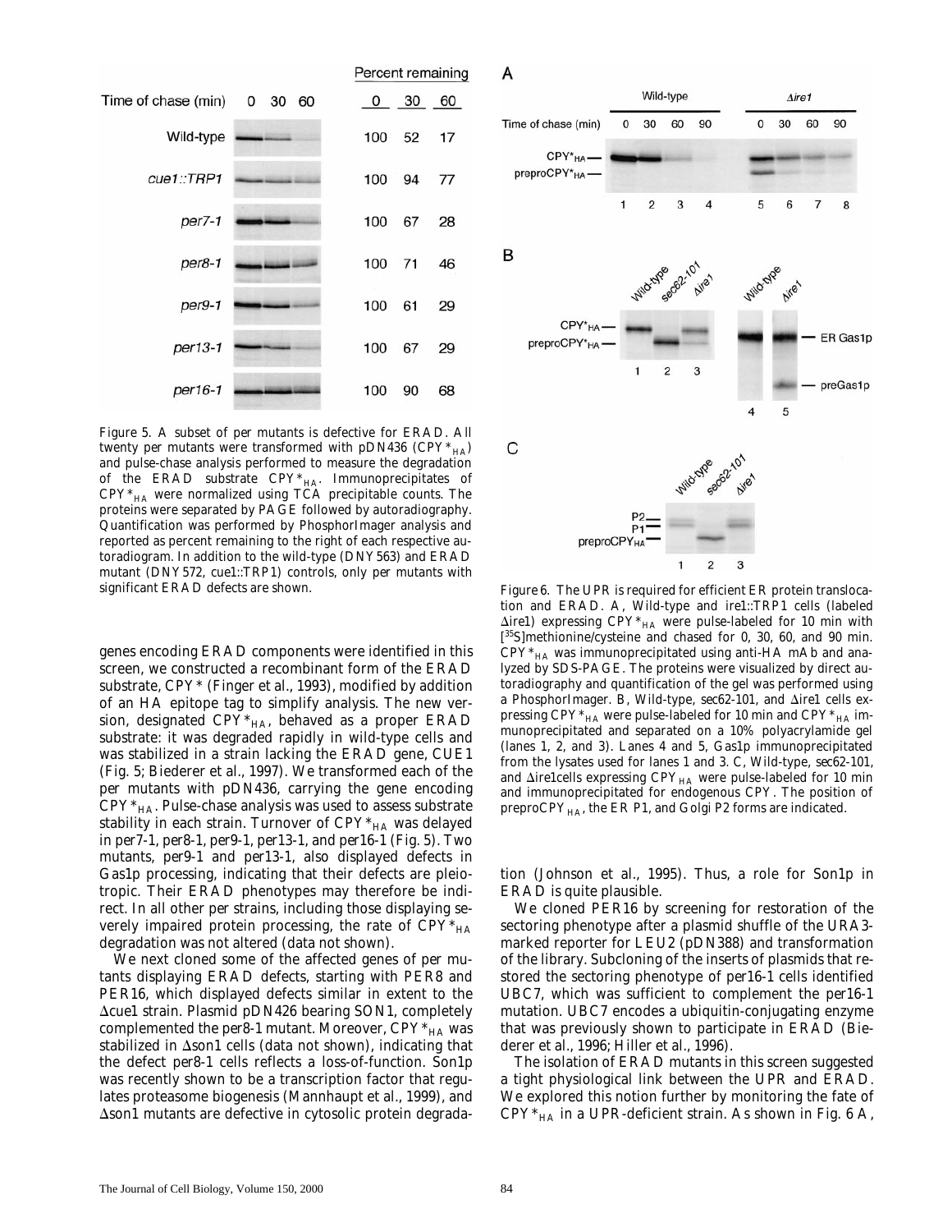| Time of chase (min) | 0 | 30 | 60 | Percent remaining 0 | 30 | 60 |
|---|---|---|---|---|---|---|
| Wild-type | | | | 100 | 52 | 17 |
| *cue1::TRP1* | | | | 100 | 94 | 77 |
| *per7-1* | | | | 100 | 67 | 28 |
| *per8-1* | | | | 100 | 71 | 46 |
| *per9-1* | | | | 100 | 61 | 29 |
| *per13-1* | | | | 100 | 67 | 29 |
| *per16-1* | | | | 100 | 90 | 68 |

Figure 5. A subset of per mutants is defective for ERAD. All twenty per mutants were transformed with pDN436 ($CPY^*_{HA}$) and pulse-chase analysis performed to measure the degradation of the ERAD substrate $CPY^*_{HA}$. Immunoprecipitates of $CPY^*_{HA}$ were normalized using TCA precipitable counts. The proteins were separated by PAGE followed by autoradiography. Quantification was performed by PhosphorImager analysis and reported as percent remaining to the right of each respective autoradiogram. In addition to the wild-type (DNY563) and ERAD mutant (DNY572, cue1::TRP1) controls, only per mutants with significant ERAD defects are shown.

genes encoding ERAD components were identified in this screen, we constructed a recombinant form of the ERAD substrate, CPY* (Finger et al., 1993), modified by addition of an HA epitope tag to simplify analysis. The new version, designated $CPY^*_{HA}$, behaved as a proper ERAD substrate: it was degraded rapidly in wild-type cells and was stabilized in a strain lacking the ERAD gene, *CUE1* (Fig. 5; Biederer et al., 1997). We transformed each of the per mutants with pDN436, carrying the gene encoding $CPY^*_{HA}$. Pulse-chase analysis was used to assess substrate stability in each strain. Turnover of $CPY^*_{HA}$ was delayed in *per7-1*, *per8-1*, *per9-1*, *per13-1*, and *per16-1* (Fig. 5). Two mutants, *per9-1* and *per13-1*, also displayed defects in Gas1p processing, indicating that their defects are pleiotropic. Their ERAD phenotypes may therefore be indirect. In all other per strains, including those displaying severely impaired protein processing, the rate of $CPY^*_{HA}$ degradation was not altered (data not shown).

We next cloned some of the affected genes of per mutants displaying ERAD defects, starting with *PER8* and *PER16*, which displayed defects similar in extent to the Δ*cue1* strain. Plasmid pDN426 bearing *SON1*, completely complemented the *per8-1* mutant. Moreover, $CPY^*_{HA}$ was stabilized in Δ*son1* cells (data not shown), indicating that the defect *per8-1* cells reflects a loss-of-function. Son1p was recently shown to be a transcription factor that regulates proteasome biogenesis (Mannhaupt et al., 1999), and Δ*son1* mutants are defective in cytosolic protein degradation (Johnson et al., 1995). Thus, a role for Son1p in ERAD is quite plausible.

Figure 6. The UPR is required for efficient ER protein translocation and ERAD. A, Wild-type and *ire1::TRP1* cells (labeled Δ*ire1*) expressing $CPY^*_{HA}$ were pulse-labeled for 10 min with [$^{35}$S]methionine/cysteine and chased for 0, 30, 60, and 90 min. $CPY^*_{HA}$ was immunoprecipitated using anti-HA mAb and analyzed by SDS-PAGE. The proteins were visualized by direct autoradiography and quantification of the gel was performed using a PhosphorImager. B, Wild-type, *sec62-101*, and Δ*ire1* cells expressing $CPY^*_{HA}$ were pulse-labeled for 10 min and $CPY^*_{HA}$ immunoprecipitated and separated on a 10% polyacrylamide gel (lanes 1, 2, and 3). Lanes 4 and 5, Gas1p immunoprecipitated from the lysates used for lanes 1 and 3. C, Wild-type, *sec62-101*, and Δ*ire1*cells expressing $CPY_{HA}$ were pulse-labeled for 10 min and immunoprecipitated for endogenous CPY. The position of prepro$CPY_{HA}$, the ER P1, and Golgi P2 forms are indicated.

We cloned *PER16* by screening for restoration of the sectoring phenotype after a plasmid shuffle of the *URA3*-marked reporter for *LEU2* (pDN388) and transformation of the library. Subcloning of the inserts of plasmids that restored the sectoring phenotype of *per16-1* cells identified *UBC7*, which was sufficient to complement the *per16-1* mutation. *UBC7* encodes a ubiquitin-conjugating enzyme that was previously shown to participate in ERAD (Biederer et al., 1996; Hiller et al., 1996).

The isolation of ERAD mutants in this screen suggested a tight physiological link between the UPR and ERAD. We explored this notion further by monitoring the fate of $CPY^*_{HA}$ in a UPR-deficient strain. As shown in Fig. 6 A,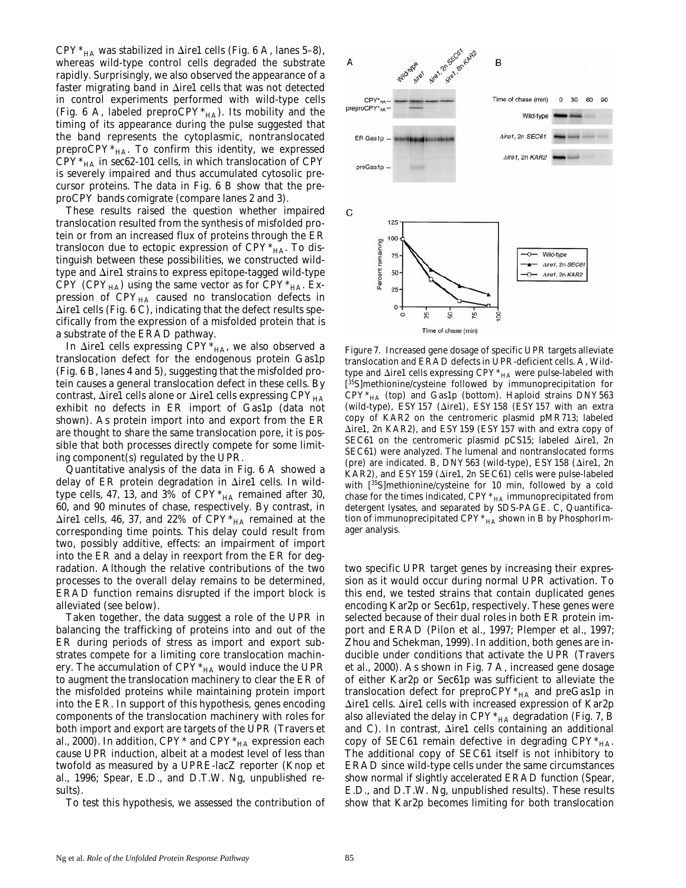$CPY^*_{HA}$ was stabilized in Δire1 cells (Fig. 6 A, lanes 5–8), whereas wild-type control cells degraded the substrate rapidly. Surprisingly, we also observed the appearance of a faster migrating band in Δire1 cells that was not detected in control experiments performed with wild-type cells (Fig. 6 A, labeled $preproCPY^*_{HA}$). Its mobility and the timing of its appearance during the pulse suggested that the band represents the cytoplasmic, nontranslocated $preproCPY^*_{HA}$. To confirm this identity, we expressed $CPY^*_{HA}$ in *sec62-101* cells, in which translocation of CPY is severely impaired and thus accumulated cytosolic precursor proteins. The data in Fig. 6 B show that the preproCPY bands comigrate (compare lanes 2 and 3).

These results raised the question whether impaired translocation resulted from the synthesis of misfolded protein or from an increased flux of proteins through the ER translocon due to ectopic expression of $CPY^*_{HA}$. To distinguish between these possibilities, we constructed wild-type and Δire1 strains to express epitope-tagged wild-type CPY ($CPY_{HA}$) using the same vector as for $CPY^*_{HA}$. Expression of $CPY_{HA}$ caused no translocation defects in Δire1 cells (Fig. 6 C), indicating that the defect results specifically from the expression of a misfolded protein that is a substrate of the ERAD pathway.

In Δire1 cells expressing $CPY^*_{HA}$, we also observed a translocation defect for the endogenous protein Gas1p (Fig. 6 B, lanes 4 and 5), suggesting that the misfolded protein causes a general translocation defect in these cells. By contrast, Δire1 cells alone or Δire1 cells expressing $CPY_{HA}$ exhibit no defects in ER import of Gas1p (data not shown). As protein import into and export from the ER are thought to share the same translocation pore, it is possible that both processes directly compete for some limiting component(s) regulated by the UPR.

Quantitative analysis of the data in Fig. 6 A showed a delay of ER protein degradation in Δire1 cells. In wild-type cells, 47, 13, and 3% of $CPY^*_{HA}$ remained after 30, 60, and 90 minutes of chase, respectively. By contrast, in Δire1 cells, 46, 37, and 22% of $CPY^*_{HA}$ remained at the corresponding time points. This delay could result from two, possibly additive, effects: an impairment of import into the ER and a delay in reexport from the ER for degradation. Although the relative contributions of the two processes to the overall delay remains to be determined, ERAD function remains disrupted if the import block is alleviated (see below).

Taken together, the data suggest a role of the UPR in balancing the trafficking of proteins into and out of the ER during periods of stress as import and export substrates compete for a limiting core translocation machinery. The accumulation of $CPY^*_{HA}$ would induce the UPR to augment the translocation machinery to clear the ER of the misfolded proteins while maintaining protein import into the ER. In support of this hypothesis, genes encoding components of the translocation machinery with roles for both import and export are targets of the UPR (Travers et al., 2000). In addition, CPY* and $CPY^*_{HA}$ expression each cause UPR induction, albeit at a modest level of less than twofold as measured by a UPRE-lacZ reporter (Knop et al., 1996; Spear, E.D., and D.T.W. Ng, unpublished results).

To test this hypothesis, we assessed the contribution of two specific UPR target genes by increasing their expression as it would occur during normal UPR activation. To this end, we tested strains that contain duplicated genes encoding Kar2p or Sec61p, respectively. These genes were selected because of their dual roles in both ER protein import and ERAD (Pilon et al., 1997; Plemper et al., 1997; Zhou and Schekman, 1999). In addition, both genes are inducible under conditions that activate the UPR (Travers et al., 2000). As shown in Fig. 7 A, increased gene dosage of either Kar2p or Sec61p was sufficient to alleviate the translocation defect for $preproCPY^*_{HA}$ and preGas1p in Δire1 cells. Δire1 cells with increased expression of Kar2p also alleviated the delay in $CPY^*_{HA}$ degradation (Fig. 7, B and C). In contrast, Δire1 cells containing an additional copy of *SEC61* remain defective in degrading $CPY^*_{HA}$. The additional copy of *SEC61* itself is not inhibitory to ERAD since wild-type cells under the same circumstances show normal if slightly accelerated ERAD function (Spear, E.D., and D.T.W. Ng, unpublished results). These results show that Kar2p becomes limiting for both translocation

Figure 7. Increased gene dosage of specific UPR targets alleviate translocation and ERAD defects in UPR-deficient cells. A, Wild-type and Δire1 cells expressing $CPY^*_{HA}$ were pulse-labeled with [35S]methionine/cysteine followed by immunoprecipitation for $CPY^*_{HA}$ (top) and Gas1p (bottom). Haploid strains DNY563 (wild-type), ESY157 (Δire1), ESY158 (ESY157 with an extra copy of *KAR2* on the centromeric plasmid pMR713; labeled Δire1, 2n *KAR2*), and ESY159 (ESY157 with and extra copy of *SEC61* on the centromeric plasmid pCS15; labeled Δire1, 2n *SEC61*) were analyzed. The lumenal and nontranslocated forms (pre) are indicated. B, DNY563 (wild-type), ESY158 (Δire1, 2n *KAR2*), and ESY159 (Δire1, 2n *SEC61*) cells were pulse-labeled with [35S]methionine/cysteine for 10 min, followed by a cold chase for the times indicated, $CPY^*_{HA}$ immunoprecipitated from detergent lysates, and separated by SDS-PAGE. C, Quantification of immunoprecipitated $CPY^*_{HA}$ shown in B by PhosphorImager analysis.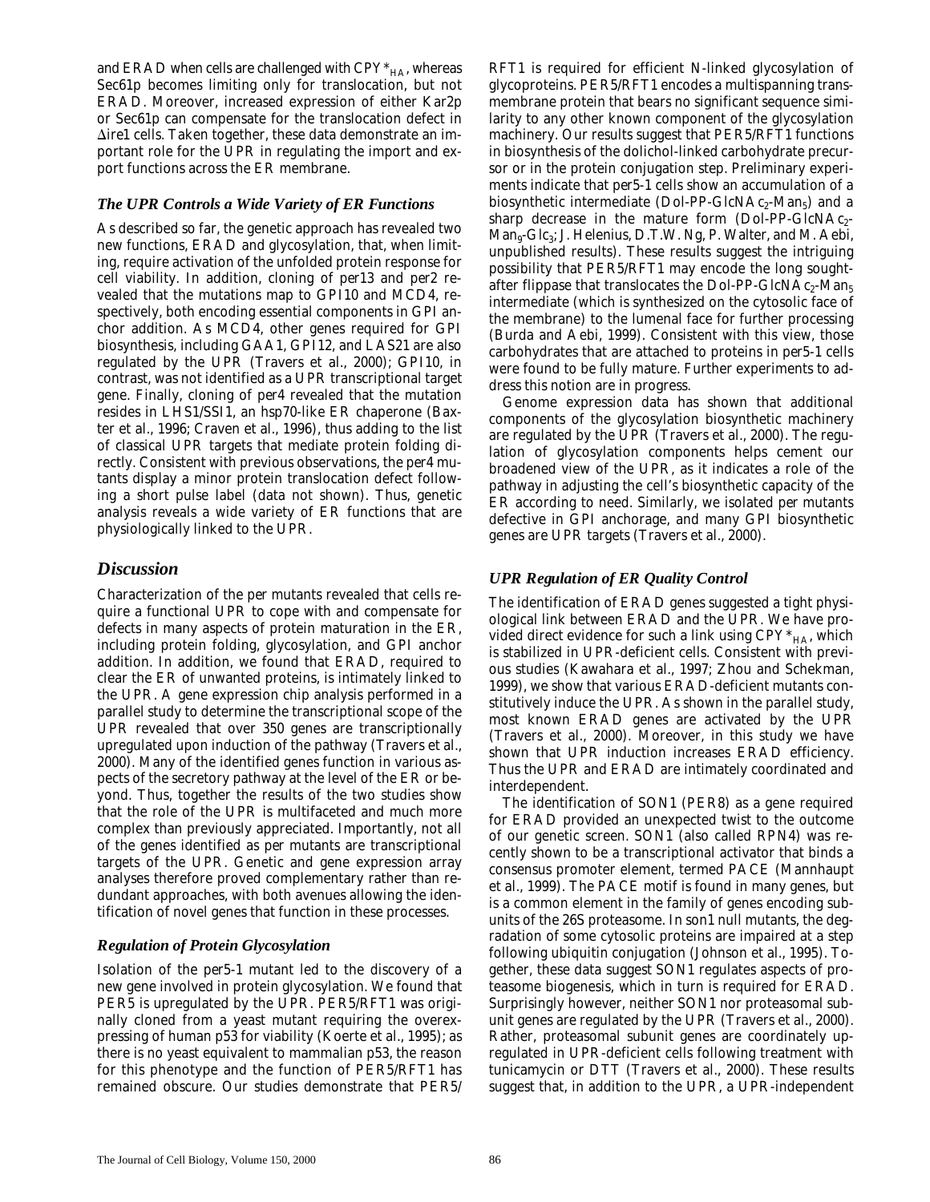and ERAD when cells are challenged with $CPY*_{HA}$, whereas Sec61p becomes limiting only for translocation, but not ERAD. Moreover, increased expression of either Kar2p or Sec61p can compensate for the translocation defect in Δire1 cells. Taken together, these data demonstrate an important role for the UPR in regulating the import and export functions across the ER membrane.

### *The UPR Controls a Wide Variety of ER Functions*

As described so far, the genetic approach has revealed two new functions, ERAD and glycosylation, that, when limiting, require activation of the unfolded protein response for cell viability. In addition, cloning of per13 and per2 revealed that the mutations map to GPI10 and MCD4, respectively, both encoding essential components in GPI anchor addition. As MCD4, other genes required for GPI biosynthesis, including GAA1, GPI12, and LAS21 are also regulated by the UPR (Travers et al., 2000); GPI10, in contrast, was not identified as a UPR transcriptional target gene. Finally, cloning of per4 revealed that the mutation resides in LHS1/SSI1, an hsp70-like ER chaperone (Baxter et al., 1996; Craven et al., 1996), thus adding to the list of classical UPR targets that mediate protein folding directly. Consistent with previous observations, the per4 mutants display a minor protein translocation defect following a short pulse label (data not shown). Thus, genetic analysis reveals a wide variety of ER functions that are physiologically linked to the UPR.

## *Discussion*

Characterization of the per mutants revealed that cells require a functional UPR to cope with and compensate for defects in many aspects of protein maturation in the ER, including protein folding, glycosylation, and GPI anchor addition. In addition, we found that ERAD, required to clear the ER of unwanted proteins, is intimately linked to the UPR. A gene expression chip analysis performed in a parallel study to determine the transcriptional scope of the UPR revealed that over 350 genes are transcriptionally upregulated upon induction of the pathway (Travers et al., 2000). Many of the identified genes function in various aspects of the secretory pathway at the level of the ER or beyond. Thus, together the results of the two studies show that the role of the UPR is multifaceted and much more complex than previously appreciated. Importantly, not all of the genes identified as per mutants are transcriptional targets of the UPR. Genetic and gene expression array analyses therefore proved complementary rather than redundant approaches, with both avenues allowing the identification of novel genes that function in these processes.

### *Regulation of Protein Glycosylation*

Isolation of the per5-1 mutant led to the discovery of a new gene involved in protein glycosylation. We found that PER5 is upregulated by the UPR. PER5/RFT1 was originally cloned from a yeast mutant requiring the overexpressing of human p53 for viability (Koerte et al., 1995); as there is no yeast equivalent to mammalian p53, the reason for this phenotype and the function of PER5/RFT1 has remained obscure. Our studies demonstrate that PER5/RFT1 is required for efficient N-linked glycosylation of glycoproteins. PER5/RFT1 encodes a multispanning transmembrane protein that bears no significant sequence similarity to any other known component of the glycosylation machinery. Our results suggest that PER5/RFT1 functions in biosynthesis of the dolichol-linked carbohydrate precursor or in the protein conjugation step. Preliminary experiments indicate that per5-1 cells show an accumulation of a biosynthetic intermediate (Dol-PP-$GlcNAc_2$-$Man_5$) and a sharp decrease in the mature form (Dol-PP-$GlcNAc_2$-$Man_9$-$Glc_3$; J. Helenius, D.T.W. Ng, P. Walter, and M. Aebi, unpublished results). These results suggest the intriguing possibility that PER5/RFT1 may encode the long sought-after flippase that translocates the Dol-PP-$GlcNAc_2$-$Man_5$ intermediate (which is synthesized on the cytosolic face of the membrane) to the lumenal face for further processing (Burda and Aebi, 1999). Consistent with this view, those carbohydrates that are attached to proteins in per5-1 cells were found to be fully mature. Further experiments to address this notion are in progress.

Genome expression data has shown that additional components of the glycosylation biosynthetic machinery are regulated by the UPR (Travers et al., 2000). The regulation of glycosylation components helps cement our broadened view of the UPR, as it indicates a role of the pathway in adjusting the cell's biosynthetic capacity of the ER according to need. Similarly, we isolated per mutants defective in GPI anchorage, and many GPI biosynthetic genes are UPR targets (Travers et al., 2000).

### *UPR Regulation of ER Quality Control*

The identification of ERAD genes suggested a tight physiological link between ERAD and the UPR. We have provided direct evidence for such a link using $CPY*_{HA}$, which is stabilized in UPR-deficient cells. Consistent with previous studies (Kawahara et al., 1997; Zhou and Schekman, 1999), we show that various ERAD-deficient mutants constitutively induce the UPR. As shown in the parallel study, most known ERAD genes are activated by the UPR (Travers et al., 2000). Moreover, in this study we have shown that UPR induction increases ERAD efficiency. Thus the UPR and ERAD are intimately coordinated and interdependent.

The identification of SON1 (PER8) as a gene required for ERAD provided an unexpected twist to the outcome of our genetic screen. SON1 (also called RPN4) was recently shown to be a transcriptional activator that binds a consensus promoter element, termed PACE (Mannhaupt et al., 1999). The PACE motif is found in many genes, but is a common element in the family of genes encoding subunits of the 26S proteasome. In son1 null mutants, the degradation of some cytosolic proteins are impaired at a step following ubiquitin conjugation (Johnson et al., 1995). Together, these data suggest SON1 regulates aspects of proteasome biogenesis, which in turn is required for ERAD. Surprisingly however, neither SON1 nor proteasomal subunit genes are regulated by the UPR (Travers et al., 2000). Rather, proteasomal subunit genes are coordinately upregulated in UPR-deficient cells following treatment with tunicamycin or DTT (Travers et al., 2000). These results suggest that, in addition to the UPR, a UPR-independent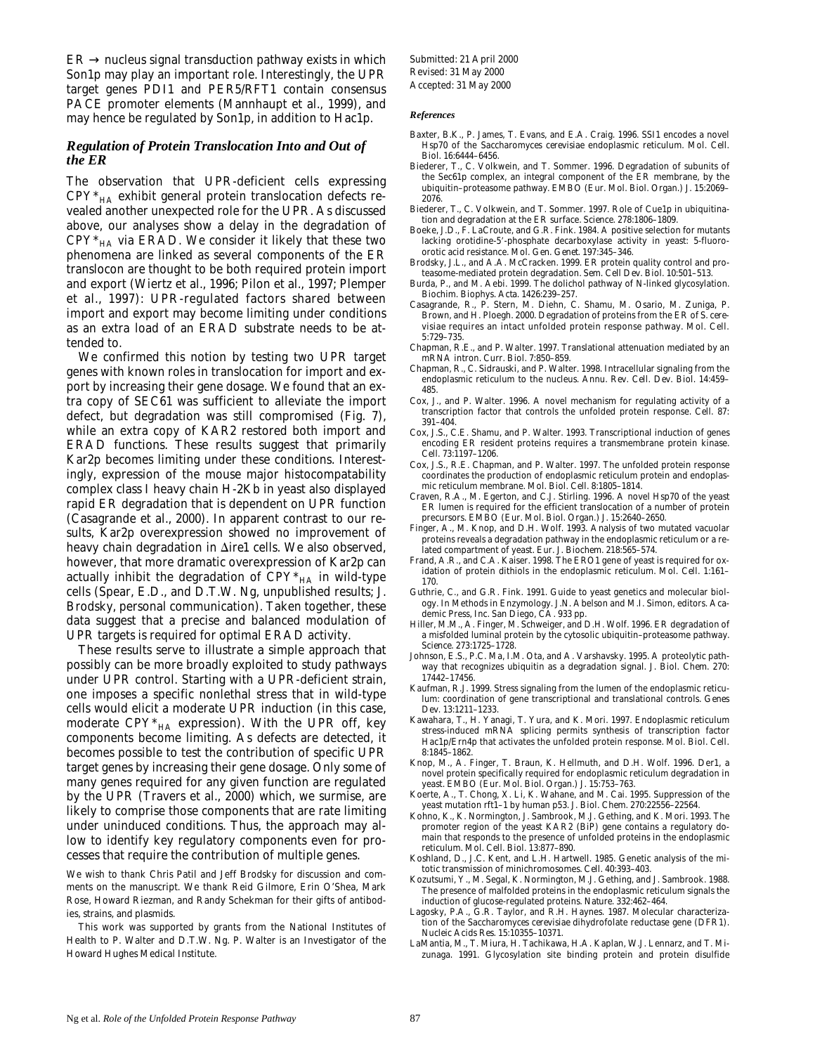ER → nucleus signal transduction pathway exists in which Son1p may play an important role. Interestingly, the UPR target genes PDI1 and PER5/RFT1 contain consensus PACE promoter elements (Mannhaupt et al., 1999), and may hence be regulated by Son1p, in addition to Hac1p.

### *Regulation of Protein Translocation Into and Out of the ER*

The observation that UPR-deficient cells expressing $CPY^*_{HA}$ exhibit general protein translocation defects revealed another unexpected role for the UPR. As discussed above, our analyses show a delay in the degradation of $CPY^*_{HA}$ via ERAD. We consider it likely that these two phenomena are linked as several components of the ER translocon are thought to be both required protein import and export (Wiertz et al., 1996; Pilon et al., 1997; Plemper et al., 1997): UPR-regulated factors shared between import and export may become limiting under conditions as an extra load of an ERAD substrate needs to be attended to.

We confirmed this notion by testing two UPR target genes with known roles in translocation for import and export by increasing their gene dosage. We found that an extra copy of SEC61 was sufficient to alleviate the import defect, but degradation was still compromised (Fig. 7), while an extra copy of KAR2 restored both import and ERAD functions. These results suggest that primarily Kar2p becomes limiting under these conditions. Interestingly, expression of the mouse major histocompatability complex class I heavy chain H-2Kb in yeast also displayed rapid ER degradation that is dependent on UPR function (Casagrande et al., 2000). In apparent contrast to our results, Kar2p overexpression showed no improvement of heavy chain degradation in Δire1 cells. We also observed, however, that more dramatic overexpression of Kar2p can actually inhibit the degradation of $CPY^*_{HA}$ in wild-type cells (Spear, E.D., and D.T.W. Ng, unpublished results; J. Brodsky, personal communication). Taken together, these data suggest that a precise and balanced modulation of UPR targets is required for optimal ERAD activity.

These results serve to illustrate a simple approach that possibly can be more broadly exploited to study pathways under UPR control. Starting with a UPR-deficient strain, one imposes a specific nonlethal stress that in wild-type cells would elicit a moderate UPR induction (in this case, moderate $CPY^*_{HA}$ expression). With the UPR off, key components become limiting. As defects are detected, it becomes possible to test the contribution of specific UPR target genes by increasing their gene dosage. Only some of many genes required for any given function are regulated by the UPR (Travers et al., 2000) which, we surmise, are likely to comprise those components that are rate limiting under uninduced conditions. Thus, the approach may allow to identify key regulatory components even for processes that require the contribution of multiple genes.

We wish to thank Chris Patil and Jeff Brodsky for discussion and comments on the manuscript. We thank Reid Gilmore, Erin O'Shea, Mark Rose, Howard Riezman, and Randy Schekman for their gifts of antibodies, strains, and plasmids.

This work was supported by grants from the National Institutes of Health to P. Walter and D.T.W. Ng. P. Walter is an Investigator of the Howard Hughes Medical Institute.

Submitted: 21 April 2000
Revised: 31 May 2000
Accepted: 31 May 2000

#### *References*

Baxter, B.K., P. James, T. Evans, and E.A. Craig. 1996. SSI1 encodes a novel Hsp70 of the Saccharomyces cerevisiae endoplasmic reticulum. Mol. Cell. Biol. 16:6444–6456.

Biederer, T., C. Volkwein, and T. Sommer. 1996. Degradation of subunits of the Sec61p complex, an integral component of the ER membrane, by the ubiquitin–proteasome pathway. EMBO (Eur. Mol. Biol. Organ.) J. 15:2069–2076.

Biederer, T., C. Volkwein, and T. Sommer. 1997. Role of Cue1p in ubiquitination and degradation at the ER surface. Science. 278:1806–1809.

Boeke, J.D., F. LaCroute, and G.R. Fink. 1984. A positive selection for mutants lacking orotidine-5′-phosphate decarboxylase activity in yeast: 5-fluoro-orotic acid resistance. Mol. Gen. Genet. 197:345–346.

Brodsky, J.L., and A.A. McCracken. 1999. ER protein quality control and proteasome-mediated protein degradation. Sem. Cell Dev. Biol. 10:501–513.

Burda, P., and M. Aebi. 1999. The dolichol pathway of N-linked glycosylation. Biochim. Biophys. Acta. 1426:239–257.

Casagrande, R., P. Stern, M. Diehn, C. Shamu, M. Osario, M. Zuniga, P. Brown, and H. Ploegh. 2000. Degradation of proteins from the ER of S. cerevisiae requires an intact unfolded protein response pathway. Mol. Cell. 5:729–735.

Chapman, R.E., and P. Walter. 1997. Translational attenuation mediated by an mRNA intron. Curr. Biol. 7:850–859.

Chapman, R., C. Sidrauski, and P. Walter. 1998. Intracellular signaling from the endoplasmic reticulum to the nucleus. Annu. Rev. Cell. Dev. Biol. 14:459–485.

Cox, J., and P. Walter. 1996. A novel mechanism for regulating activity of a transcription factor that controls the unfolded protein response. Cell. 87:391–404.

Cox, J.S., C.E. Shamu, and P. Walter. 1993. Transcriptional induction of genes encoding ER resident proteins requires a transmembrane protein kinase. Cell. 73:1197–1206.

Cox, J.S., R.E. Chapman, and P. Walter. 1997. The unfolded protein response coordinates the production of endoplasmic reticulum protein and endoplasmic reticulum membrane. Mol. Biol. Cell. 8:1805–1814.

Craven, R.A., M. Egerton, and C.J. Stirling. 1996. A novel Hsp70 of the yeast ER lumen is required for the efficient translocation of a number of protein precursors. EMBO (Eur. Mol. Biol. Organ.) J. 15:2640–2650.

Finger, A., M. Knop, and D.H. Wolf. 1993. Analysis of two mutated vacuolar proteins reveals a degradation pathway in the endoplasmic reticulum or a related compartment of yeast. Eur. J. Biochem. 218:565–574.

Frand, A.R., and C.A. Kaiser. 1998. The ERO1 gene of yeast is required for oxidation of protein dithiols in the endoplasmic reticulum. Mol. Cell. 1:161–170.

Guthrie, C., and G.R. Fink. 1991. Guide to yeast genetics and molecular biology. In Methods in Enzymology. J.N. Abelson and M.I. Simon, editors. Academic Press, Inc. San Diego, CA. 933 pp.

Hiller, M.M., A. Finger, M. Schweiger, and D.H. Wolf. 1996. ER degradation of a misfolded luminal protein by the cytosolic ubiquitin–proteasome pathway. Science. 273:1725–1728.

Johnson, E.S., P.C. Ma, I.M. Ota, and A. Varshavsky. 1995. A proteolytic pathway that recognizes ubiquitin as a degradation signal. J. Biol. Chem. 270:17442–17456.

Kaufman, R.J. 1999. Stress signaling from the lumen of the endoplasmic reticulum: coordination of gene transcriptional and translational controls. Genes Dev. 13:1211–1233.

Kawahara, T., H. Yanagi, T. Yura, and K. Mori. 1997. Endoplasmic reticulum stress-induced mRNA splicing permits synthesis of transcription factor Hac1p/Ern4p that activates the unfolded protein response. Mol. Biol. Cell. 8:1845–1862.

Knop, M., A. Finger, T. Braun, K. Hellmuth, and D.H. Wolf. 1996. Der1, a novel protein specifically required for endoplasmic reticulum degradation in yeast. EMBO (Eur. Mol. Biol. Organ.) J. 15:753–763.

Koerte, A., T. Chong, X. Li, K. Wahane, and M. Cai. 1995. Suppression of the yeast mutation rft1-1 by human p53. J. Biol. Chem. 270:22556–22564.

Kohno, K., K. Normington, J. Sambrook, M.J. Gething, and K. Mori. 1993. The promoter region of the yeast KAR2 (BiP) gene contains a regulatory domain that responds to the presence of unfolded proteins in the endoplasmic reticulum. Mol. Cell. Biol. 13:877–890.

Koshland, D., J.C. Kent, and L.H. Hartwell. 1985. Genetic analysis of the mitotic transmission of minichromosomes. Cell. 40:393–403.

Kozutsumi, Y., M. Segal, K. Normington, M.J. Gething, and J. Sambrook. 1988. The presence of malfolded proteins in the endoplasmic reticulum signals the induction of glucose-regulated proteins. Nature. 332:462–464.

Lagosky, P.A., G.R. Taylor, and R.H. Haynes. 1987. Molecular characterization of the Saccharomyces cerevisiae dihydrofolate reductase gene (DFR1). Nucleic Acids Res. 15:10355–10371.

LaMantia, M., T. Miura, H. Tachikawa, H.A. Kaplan, W.J. Lennarz, and T. Mizunaga. 1991. Glycosylation site binding protein and protein disulfide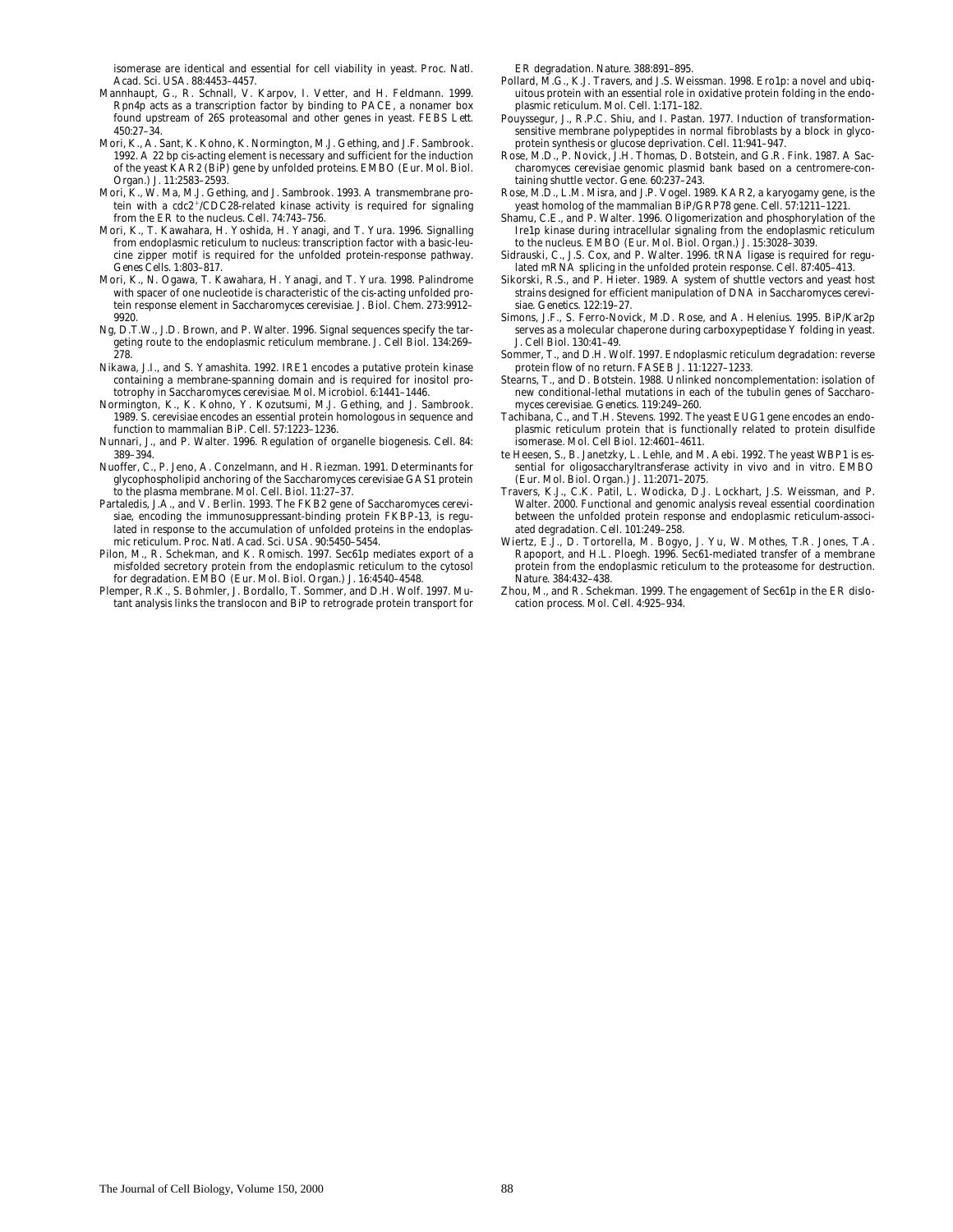isomerase are identical and essential for cell viability in yeast. *Proc. Natl. Acad. Sci. USA.* 88:4453–4457.

Mannhaupt, G., R. Schnall, V. Karpov, I. Vetter, and H. Feldmann. 1999. Rpn4p acts as a transcription factor by binding to PACE, a nonamer box found upstream of 26S proteasomal and other genes in yeast. *FEBS Lett.* 450:27–34.

Mori, K., A. Sant, K. Kohno, K. Normington, M.J. Gething, and J.F. Sambrook. 1992. A 22 bp cis-acting element is necessary and sufficient for the induction of the yeast KAR2 (BiP) gene by unfolded proteins. *EMBO (Eur. Mol. Biol. Organ.) J.* 11:2583–2593.

Mori, K., W. Ma, M.J. Gething, and J. Sambrook. 1993. A transmembrane protein with a cdc2$^{+}$/CDC28-related kinase activity is required for signaling from the ER to the nucleus. *Cell.* 74:743–756.

Mori, K., T. Kawahara, H. Yoshida, H. Yanagi, and T. Yura. 1996. Signalling from endoplasmic reticulum to nucleus: transcription factor with a basic-leucine zipper motif is required for the unfolded protein-response pathway. *Genes Cells.* 1:803–817.

Mori, K., N. Ogawa, T. Kawahara, H. Yanagi, and T. Yura. 1998. Palindrome with spacer of one nucleotide is characteristic of the cis-acting unfolded protein response element in Saccharomyces cerevisiae. *J. Biol. Chem.* 273:9912–9920.

Ng, D.T.W., J.D. Brown, and P. Walter. 1996. Signal sequences specify the targeting route to the endoplasmic reticulum membrane. *J. Cell Biol.* 134:269–278.

Nikawa, J.I., and S. Yamashita. 1992. IRE1 encodes a putative protein kinase containing a membrane-spanning domain and is required for inositol prototrophy in *Saccharomyces cerevisiae*. *Mol. Microbiol.* 6:1441–1446.

Normington, K., K. Kohno, Y. Kozutsumi, M.J. Gething, and J. Sambrook. 1989. S. cerevisiae encodes an essential protein homologous in sequence and function to mammalian BiP. *Cell.* 57:1223–1236.

Nunnari, J., and P. Walter. 1996. Regulation of organelle biogenesis. *Cell.* 84: 389–394.

Nuoffer, C., P. Jeno, A. Conzelmann, and H. Riezman. 1991. Determinants for glycophospholipid anchoring of the Saccharomyces cerevisiae GAS1 protein to the plasma membrane. *Mol. Cell. Biol.* 11:27–37.

Partaledis, J.A., and V. Berlin. 1993. The FKB2 gene of Saccharomyces cerevisiae, encoding the immunosuppressant-binding protein FKBP-13, is regulated in response to the accumulation of unfolded proteins in the endoplasmic reticulum. *Proc. Natl. Acad. Sci. USA.* 90:5450–5454.

Pilon, M., R. Schekman, and K. Romisch. 1997. Sec61p mediates export of a misfolded secretory protein from the endoplasmic reticulum to the cytosol for degradation. *EMBO (Eur. Mol. Biol. Organ.) J.* 16:4540–4548.

Plemper, R.K., S. Bohmler, J. Bordallo, T. Sommer, and D.H. Wolf. 1997. Mutant analysis links the translocon and BiP to retrograde protein transport for ER degradation. *Nature.* 388:891–895.

Pollard, M.G., K.J. Travers, and J.S. Weissman. 1998. Ero1p: a novel and ubiquitous protein with an essential role in oxidative protein folding in the endoplasmic reticulum. *Mol. Cell.* 1:171–182.

Pouyssegur, J., R.P.C. Shiu, and I. Pastan. 1977. Induction of transformation-sensitive membrane polypeptides in normal fibroblasts by a block in glycoprotein synthesis or glucose deprivation. *Cell.* 11:941–947.

Rose, M.D., P. Novick, J.H. Thomas, D. Botstein, and G.R. Fink. 1987. A *Saccharomyces cerevisiae* genomic plasmid bank based on a centromere-containing shuttle vector. *Gene.* 60:237–243.

Rose, M.D., L.M. Misra, and J.P. Vogel. 1989. KAR2, a karyogamy gene, is the yeast homolog of the mammalian BiP/GRP78 gene. *Cell.* 57:1211–1221.

Shamu, C.E., and P. Walter. 1996. Oligomerization and phosphorylation of the Ire1p kinase during intracellular signaling from the endoplasmic reticulum to the nucleus. *EMBO (Eur. Mol. Biol. Organ.) J.* 15:3028–3039.

Sidrauski, C., J.S. Cox, and P. Walter. 1996. tRNA ligase is required for regulated mRNA splicing in the unfolded protein response. *Cell.* 87:405–413.

Sikorski, R.S., and P. Hieter. 1989. A system of shuttle vectors and yeast host strains designed for efficient manipulation of DNA in *Saccharomyces cerevisiae*. *Genetics.* 122:19–27.

Simons, J.F., S. Ferro-Novick, M.D. Rose, and A. Helenius. 1995. BiP/Kar2p serves as a molecular chaperone during carboxypeptidase Y folding in yeast. *J. Cell Biol.* 130:41–49.

Sommer, T., and D.H. Wolf. 1997. Endoplasmic reticulum degradation: reverse protein flow of no return. *FASEB J.* 11:1227–1233.

Stearns, T., and D. Botstein. 1988. Unlinked noncomplementation: isolation of new conditional-lethal mutations in each of the tubulin genes of *Saccharomyces cerevisiae*. *Genetics.* 119:249–260.

Tachibana, C., and T.H. Stevens. 1992. The yeast EUG1 gene encodes an endoplasmic reticulum protein that is functionally related to protein disulfide isomerase. *Mol. Cell Biol.* 12:4601–4611.

te Heesen, S., B. Janetzky, L. Lehle, and M. Aebi. 1992. The yeast WBP1 is essential for oligosaccharyltransferase activity in vivo and in vitro. *EMBO (Eur. Mol. Biol. Organ.) J.* 11:2071–2075.

Travers, K.J., C.K. Patil, L. Wodicka, D.J. Lockhart, J.S. Weissman, and P. Walter. 2000. Functional and genomic analysis reveal essential coordination between the unfolded protein response and endoplasmic reticulum-associated degradation. *Cell.* 101:249–258.

Wiertz, E.J., D. Tortorella, M. Bogyo, J. Yu, W. Mothes, T.R. Jones, T.A. Rapoport, and H.L. Ploegh. 1996. Sec61-mediated transfer of a membrane protein from the endoplasmic reticulum to the proteasome for destruction. *Nature.* 384:432–438.

Zhou, M., and R. Schekman. 1999. The engagement of Sec61p in the ER dislocation process. *Mol. Cell.* 4:925–934.